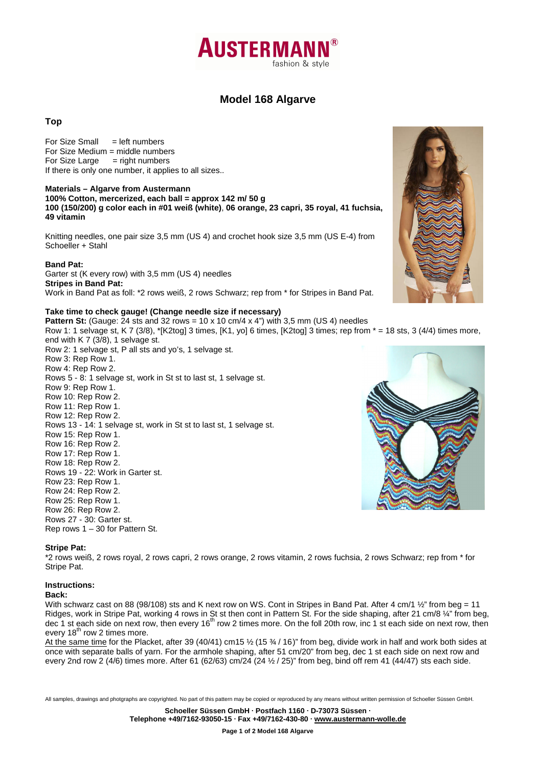# Model 168 Algarve

## Top

For Size Small = left numbers
For Size Medium = middle numbers
For Size Large = right numbers
If there is only one number, it applies to all sizes..

**Materials – Algarve from Austermann**
**100% Cotton, mercerized, each ball = approx 142 m/ 50 g**
**100 (150/200) g color each in #01 weiß (white)**, **06 orange, 23 capri, 35 royal, 41 fuchsia, 49 vitamin**

Knitting needles, one pair size 3,5 mm (US 4) and crochet hook size 3,5 mm (US E-4) from Schoeller + Stahl

**Band Pat:**
Garter st (K every row) with 3,5 mm (US 4) needles
**Stripes in Band Pat:**
Work in Band Pat as foll: *2 rows weiß, 2 rows Schwarz; rep from * for Stripes in Band Pat.

**Take time to check gauge! (Change needle size if necessary)**
**Pattern St:** (Gauge: 24 sts and 32 rows = 10 x 10 cm/4 x 4") with 3,5 mm (US 4) needles
Row 1: 1 selvage st, K 7 (3/8), *[K2tog] 3 times, [K1, yo] 6 times, [K2tog] 3 times; rep from * = 18 sts, 3 (4/4) times more, end with K 7 (3/8), 1 selvage st.
Row 2: 1 selvage st, P all sts and yo's, 1 selvage st.
Row 3: Rep Row 1.
Row 4: Rep Row 2.
Rows 5 - 8: 1 selvage st, work in St st to last st, 1 selvage st.
Row 9: Rep Row 1.
Row 10: Rep Row 2.
Row 11: Rep Row 1.
Row 12: Rep Row 2.
Rows 13 - 14: 1 selvage st, work in St st to last st, 1 selvage st.
Row 15: Rep Row 1.
Row 16: Rep Row 2.
Row 17: Rep Row 1.
Row 18: Rep Row 2.
Rows 19 - 22: Work in Garter st.
Row 23: Rep Row 1.
Row 24: Rep Row 2.
Row 25: Rep Row 1.
Row 26: Rep Row 2.
Rows 27 - 30: Garter st.
Rep rows 1 – 30 for Pattern St.

**Stripe Pat:**
*2 rows weiß, 2 rows royal, 2 rows capri, 2 rows orange, 2 rows vitamin, 2 rows fuchsia, 2 rows Schwarz; rep from * for Stripe Pat.

**Instructions:**
**Back:**
With schwarz cast on 88 (98/108) sts and K next row on WS. Cont in Stripes in Band Pat. After 4 cm/1 ½" from beg = 11 Ridges, work in Stripe Pat, working 4 rows in St st then cont in Pattern St. For the side shaping, after 21 cm/8 ¼" from beg, dec 1 st each side on next row, then every 16th row 2 times more. On the foll 20th row, inc 1 st each side on next row, then every 18th row 2 times more.

At the same time for the Placket, after 39 (40/41) cm15 ½ (15 ¾ / 16)" from beg, divide work in half and work both sides at once with separate balls of yarn. For the armhole shaping, after 51 cm/20" from beg, dec 1 st each side on next row and every 2nd row 2 (4/6) times more. After 61 (62/63) cm/24 (24 ½ / 25)" from beg, bind off rem 41 (44/47) sts each side.

All samples, drawings and photgraphs are copyrighted. No part of this pattern may be copied or reproduced by any means without written permission of Schoeller Süssen GmbH.

**Schoeller Süssen GmbH · Postfach 1160 · D-73073 Süssen ·**
**Telephone +49/7162-93050-15 · Fax +49/7162-430-80 · www.austermann-wolle.de**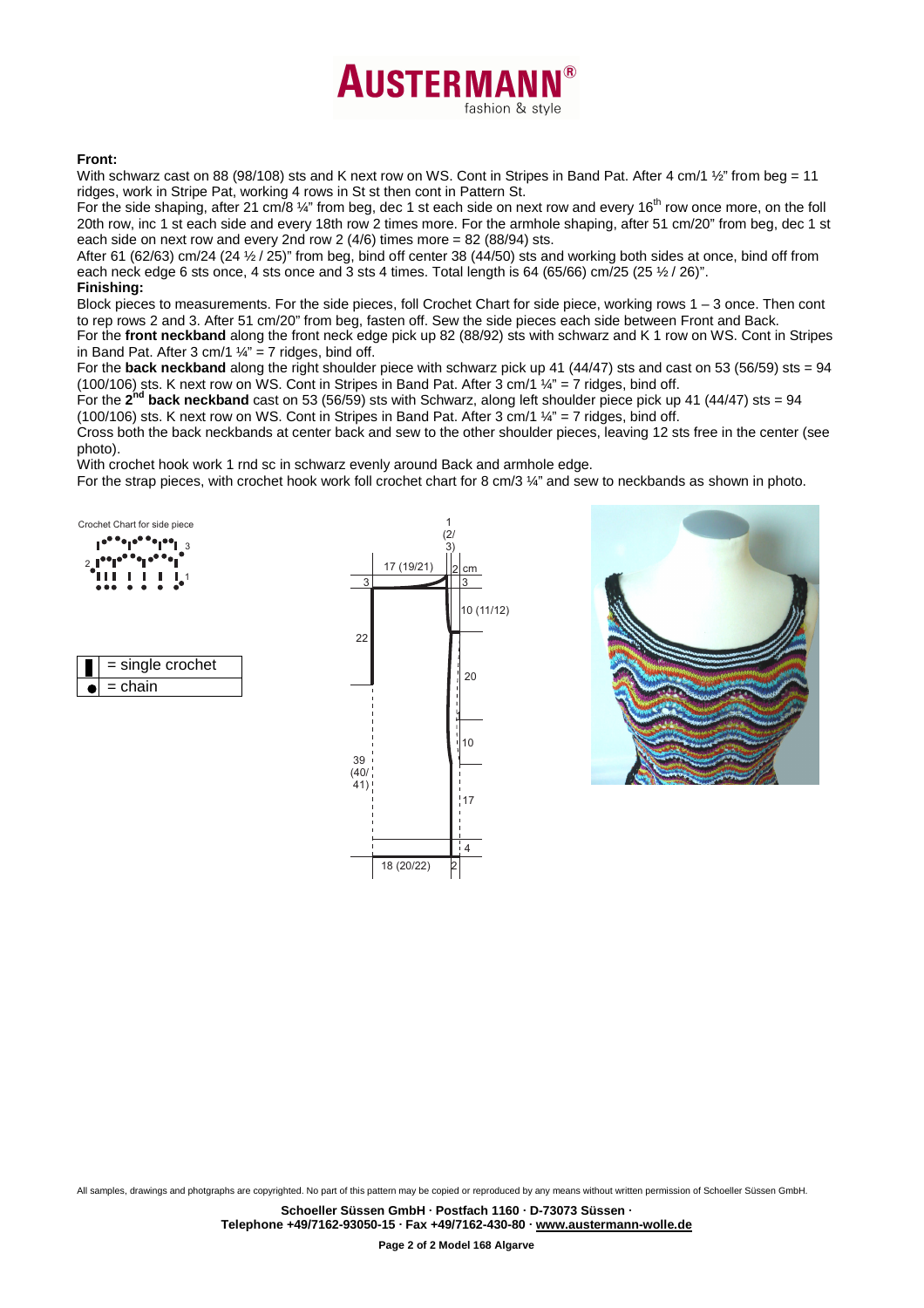**Front:**
With schwarz cast on 88 (98/108) sts and K next row on WS. Cont in Stripes in Band Pat. After 4 cm/1 ½" from beg = 11 ridges, work in Stripe Pat, working 4 rows in St st then cont in Pattern St.
For the side shaping, after 21 cm/8 ¼" from beg, dec 1 st each side on next row and every 16th row once more, on the foll 20th row, inc 1 st each side and every 18th row 2 times more. For the armhole shaping, after 51 cm/20" from beg, dec 1 st each side on next row and every 2nd row 2 (4/6) times more = 82 (88/94) sts.
After 61 (62/63) cm/24 (24 ½ / 25)" from beg, bind off center 38 (44/50) sts and working both sides at once, bind off from each neck edge 6 sts once, 4 sts once and 3 sts 4 times. Total length is 64 (65/66) cm/25 (25 ½ / 26)".

**Finishing:**
Block pieces to measurements. For the side pieces, foll Crochet Chart for side piece, working rows 1 – 3 once. Then cont to rep rows 2 and 3. After 51 cm/20" from beg, fasten off. Sew the side pieces each side between Front and Back.
For the **front neckband** along the front neck edge pick up 82 (88/92) sts with schwarz and K 1 row on WS. Cont in Stripes in Band Pat. After 3 cm/1 ¼" = 7 ridges, bind off.
For the **back neckband** along the right shoulder piece with schwarz pick up 41 (44/47) sts and cast on 53 (56/59) sts = 94 (100/106) sts. K next row on WS. Cont in Stripes in Band Pat. After 3 cm/1 ¼" = 7 ridges, bind off.
For the **2nd back neckband** cast on 53 (56/59) sts with Schwarz, along left shoulder piece pick up 41 (44/47) sts = 94 (100/106) sts. K next row on WS. Cont in Stripes in Band Pat. After 3 cm/1 ¼" = 7 ridges, bind off.
Cross both the back neckbands at center back and sew to the other shoulder pieces, leaving 12 sts free in the center (see photo).
With crochet hook work 1 rnd sc in schwarz evenly around Back and armhole edge.
For the strap pieces, with crochet hook work foll crochet chart for 8 cm/3 ¼" and sew to neckbands as shown in photo.

Crochet Chart for side piece

1
2
3

= single crochet
= chain

1 (2/3)
17 (19/21)
2 cm
3
3
10 (11/12)
22
20
10
39 (40/41)
17
4
18 (20/22)
2

All samples, drawings and photgraphs are copyrighted. No part of this pattern may be copied or reproduced by any means without written permission of Schoeller Süssen GmbH.

**Schoeller Süssen GmbH · Postfach 1160 · D-73073 Süssen ·**
**Telephone +49/7162-93050-15 · Fax +49/7162-430-80 · www.austermann-wolle.de**

**Page 2 of 2 Model 168 Algarve**